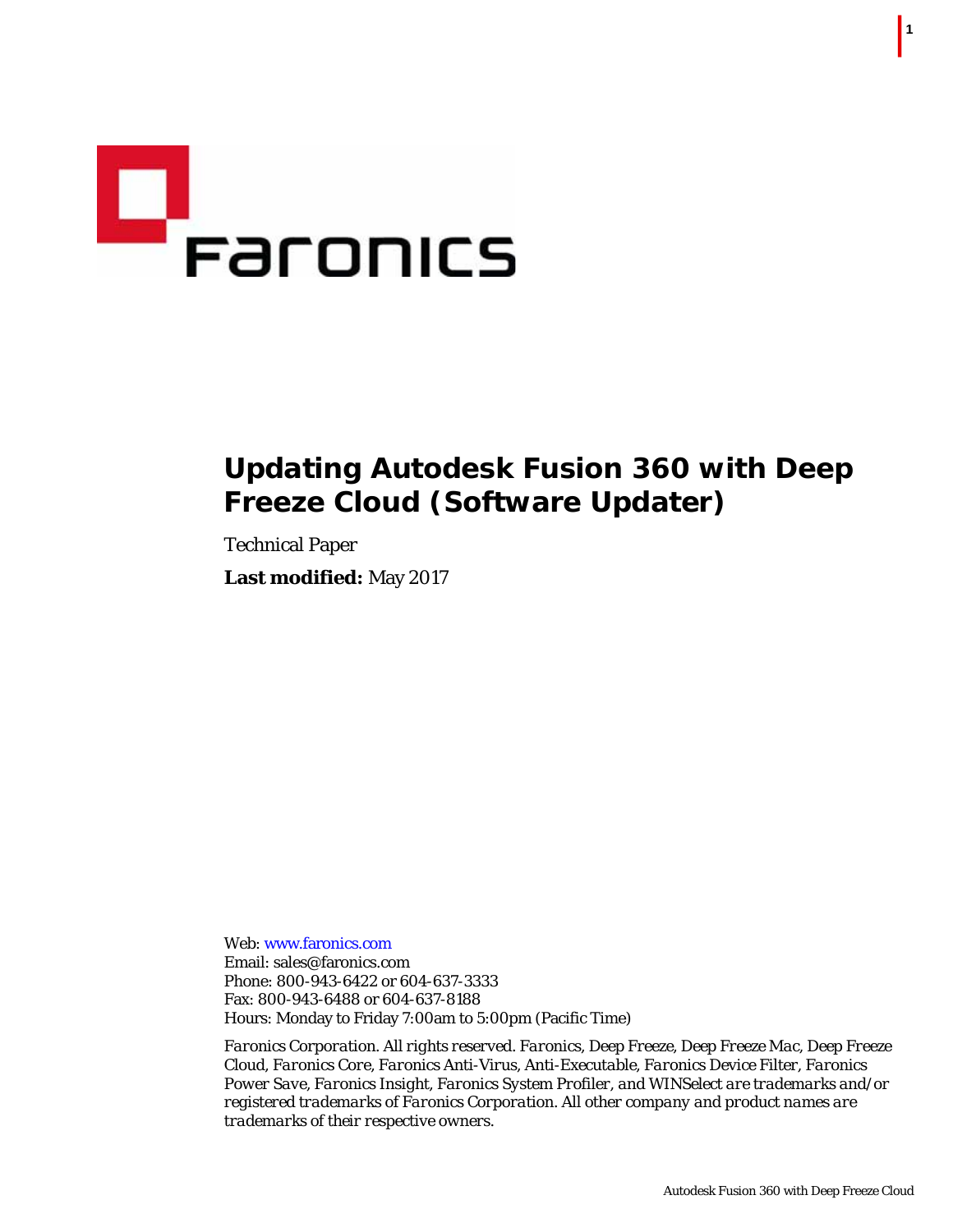# Updating Autodesk Fusion 360 with Deep Freeze Cloud (Software Updater)

Technical Paper

**Last modified:** May 2017

Web: www.faronics.com
Email: sales@faronics.com
Phone: 800-943-6422 or 604-637-3333
Fax: 800-943-6488 or 604-637-8188
Hours: Monday to Friday 7:00am to 5:00pm (Pacific Time)

*Faronics Corporation. All rights reserved. Faronics, Deep Freeze, Deep Freeze Mac, Deep Freeze Cloud, Faronics Core, Faronics Anti-Virus, Anti-Executable, Faronics Device Filter, Faronics Power Save, Faronics Insight, Faronics System Profiler, and WINSelect are trademarks and/or registered trademarks of Faronics Corporation. All other company and product names are trademarks of their respective owners.*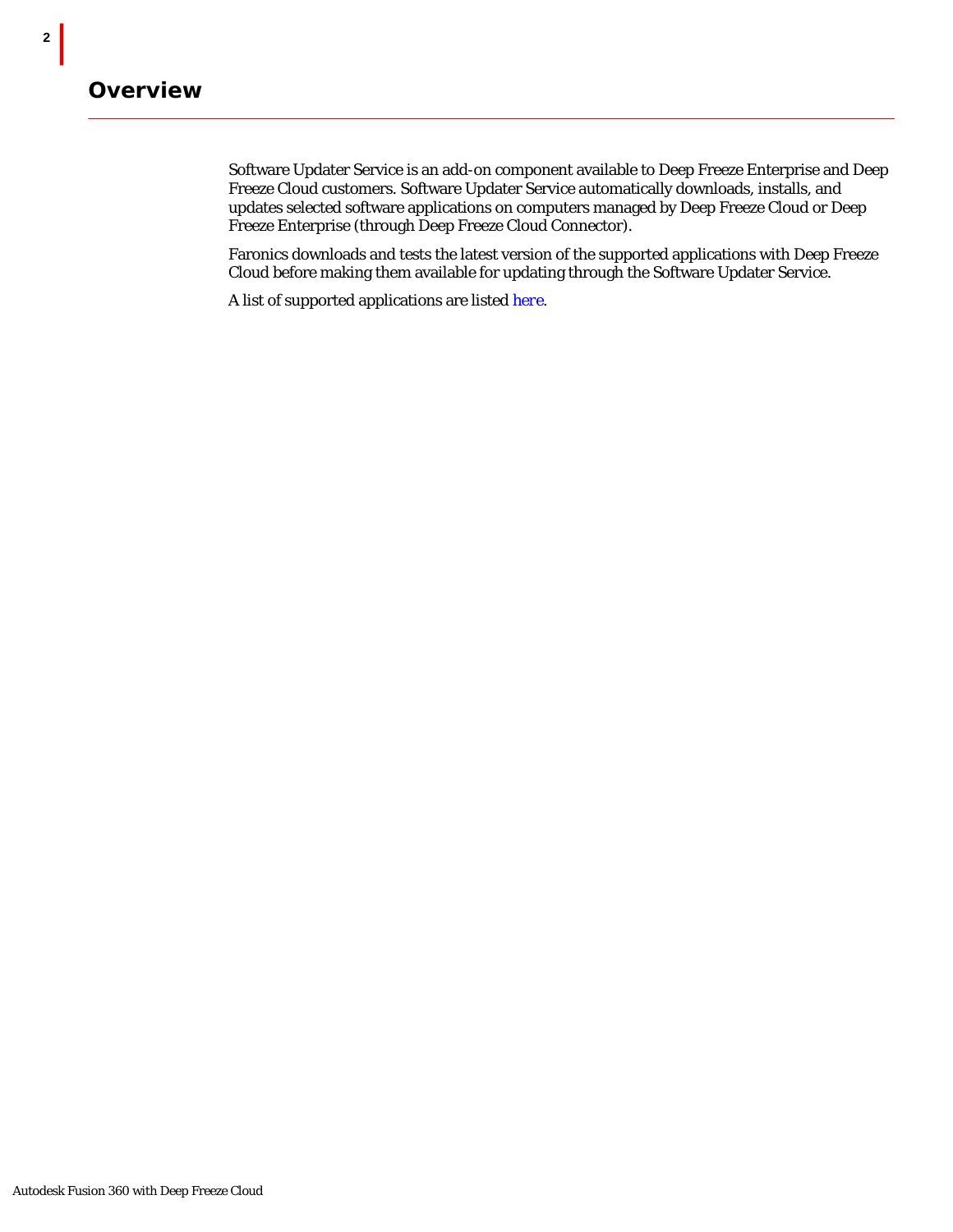# Overview

Software Updater Service is an add-on component available to Deep Freeze Enterprise and Deep Freeze Cloud customers. Software Updater Service automatically downloads, installs, and updates selected software applications on computers managed by Deep Freeze Cloud or Deep Freeze Enterprise (through Deep Freeze Cloud Connector).

Faronics downloads and tests the latest version of the supported applications with Deep Freeze Cloud before making them available for updating through the Software Updater Service.

A list of supported applications are listed here.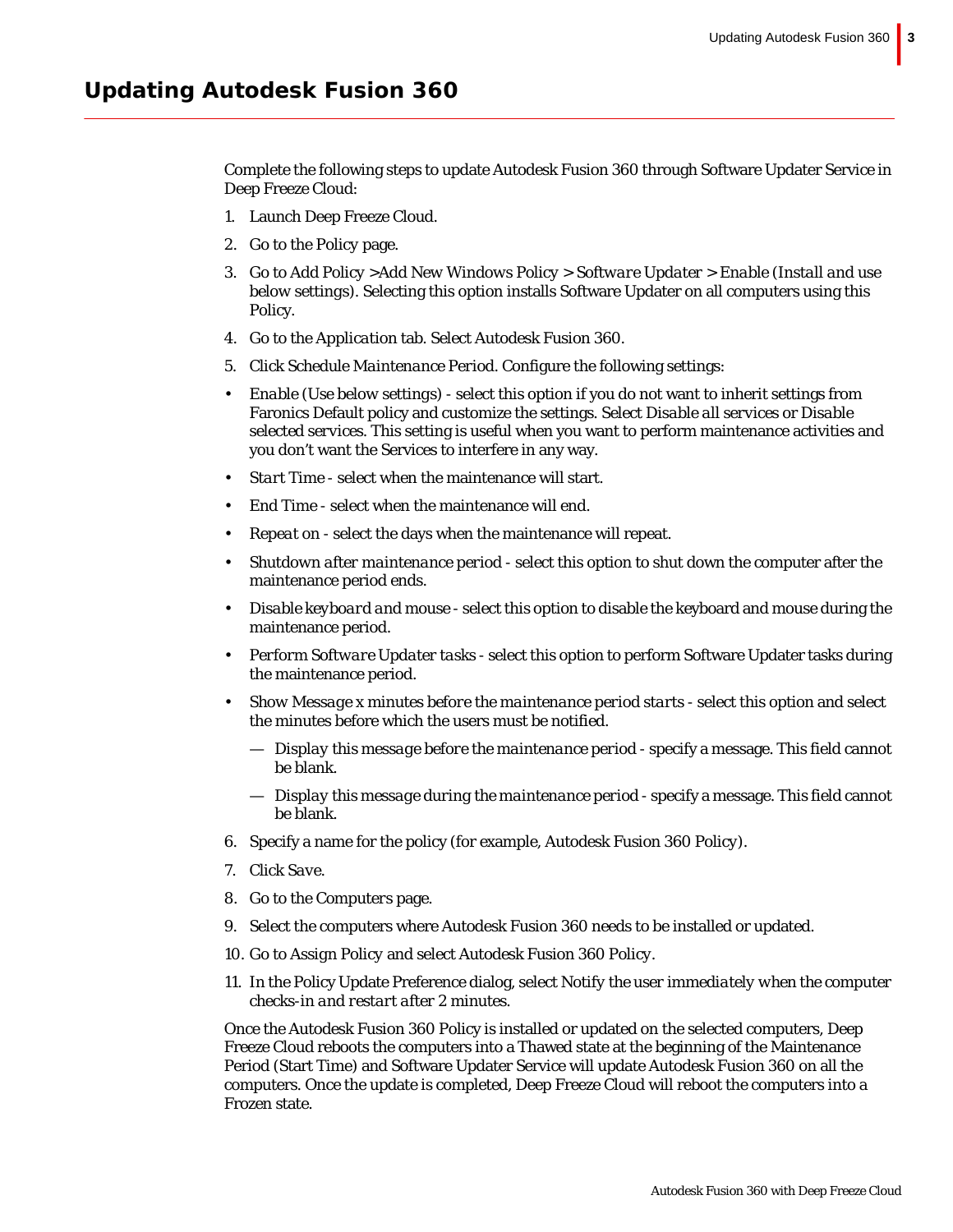# Updating Autodesk Fusion 360

Complete the following steps to update Autodesk Fusion 360 through Software Updater Service in Deep Freeze Cloud:

1. Launch Deep Freeze Cloud.
2. Go to the *Policy* page.
3. Go to *Add Policy >Add New Windows Policy > Software Updater > Enable (Install and use below settings)*. Selecting this option installs Software Updater on all computers using this Policy.
4. Go to the *Application* tab. Select *Autodesk Fusion 360*.
5. Click *Schedule Maintenance Period*. Configure the following settings:

- *Enable (Use below settings)* - select this option if you do not want to inherit settings from Faronics Default policy and customize the settings. Select *Disable all services* or *Disable selected services*. This setting is useful when you want to perform maintenance activities and you don't want the Services to interfere in any way.
- *Start Time* - select when the maintenance will start.
- *End Time* - select when the maintenance will end.
- *Repeat on* - select the days when the maintenance will repeat.
- *Shutdown after maintenance period* - select this option to shut down the computer after the maintenance period ends.
- *Disable keyboard and mouse* - select this option to disable the keyboard and mouse during the maintenance period.
- *Perform Software Updater tasks* - select this option to perform Software Updater tasks during the maintenance period.
- *Show Message x minutes before the maintenance period starts* - select this option and select the minutes before which the users must be notified.
  - *Display this message before the maintenance period* - specify a message. This field cannot be blank.
  - *Display this message during the maintenance period* - specify a message. This field cannot be blank.

6. Specify a name for the policy (for example, *Autodesk Fusion 360 Policy*).
7. Click *Save*.
8. Go to the *Computers* page.
9. Select the computers where Autodesk Fusion 360 needs to be installed or updated.
10. Go to *Assign Policy* and select *Autodesk Fusion 360 Policy*.
11. In the *Policy Update Preference* dialog, select *Notify the user immediately when the computer checks-in and restart after 2 minutes*.

Once the Autodesk Fusion 360 Policy is installed or updated on the selected computers, Deep Freeze Cloud reboots the computers into a Thawed state at the beginning of the Maintenance Period (Start Time) and Software Updater Service will update Autodesk Fusion 360 on all the computers. Once the update is completed, Deep Freeze Cloud will reboot the computers into a Frozen state.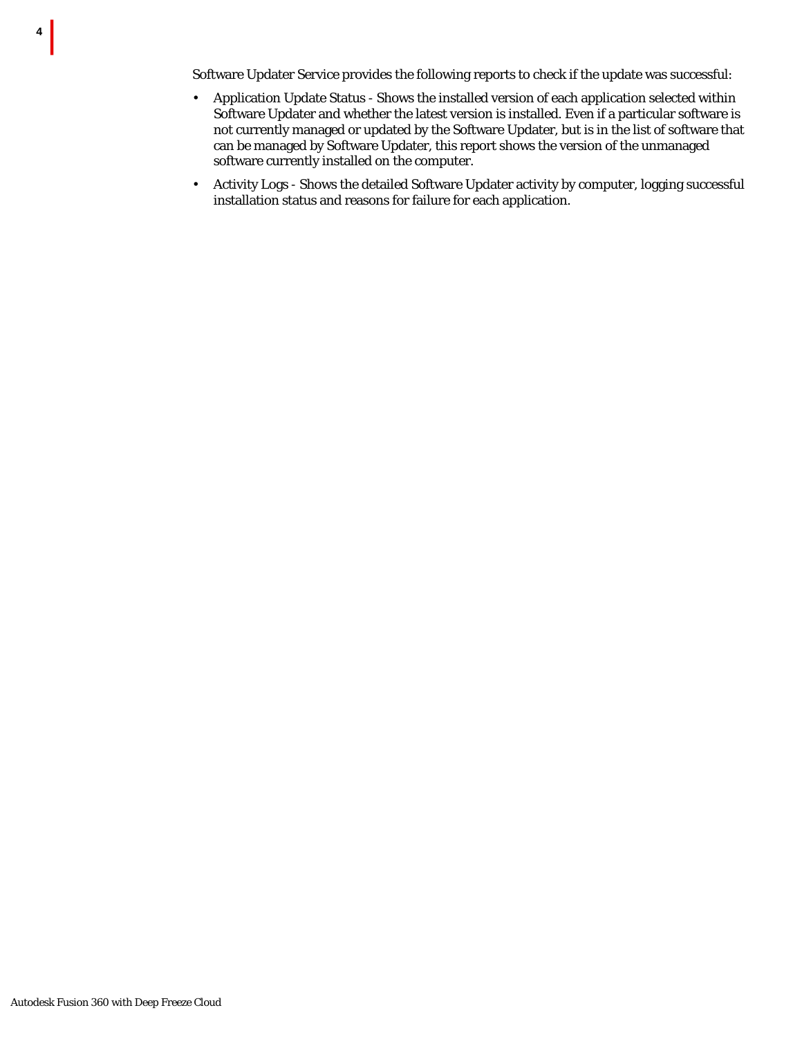Software Updater Service provides the following reports to check if the update was successful:

- Application Update Status - Shows the installed version of each application selected within Software Updater and whether the latest version is installed. Even if a particular software is not currently managed or updated by the Software Updater, but is in the list of software that can be managed by Software Updater, this report shows the version of the unmanaged software currently installed on the computer.
- Activity Logs - Shows the detailed Software Updater activity by computer, logging successful installation status and reasons for failure for each application.